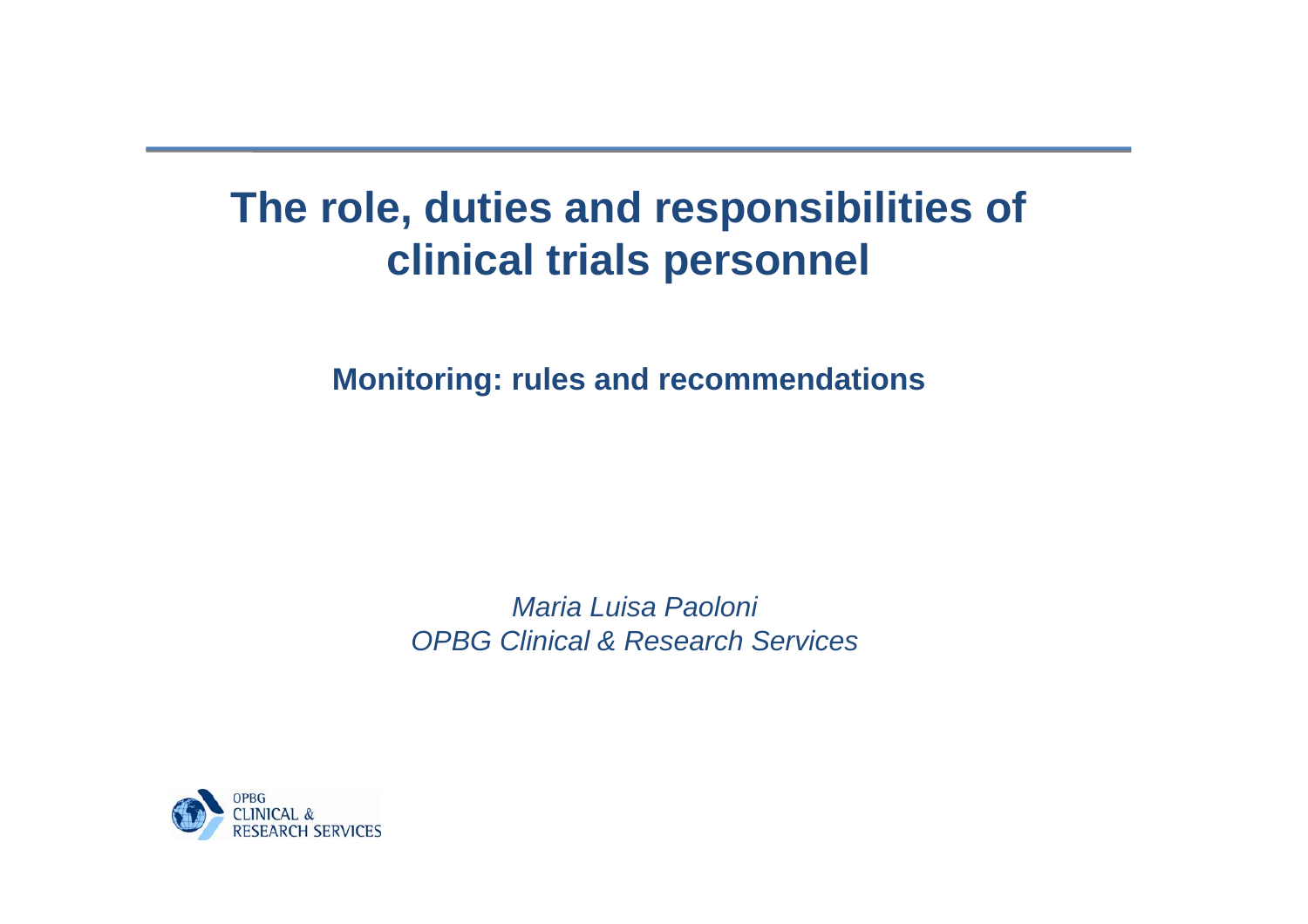# The role, duties and responsibilities of clinical trials personnel

## Monitoring: rules and recommendations

*Maria Luisa Paoloni*
*OPBG Clinical & Research Services*

OPBG
CLINICAL &
RESEARCH SERVICES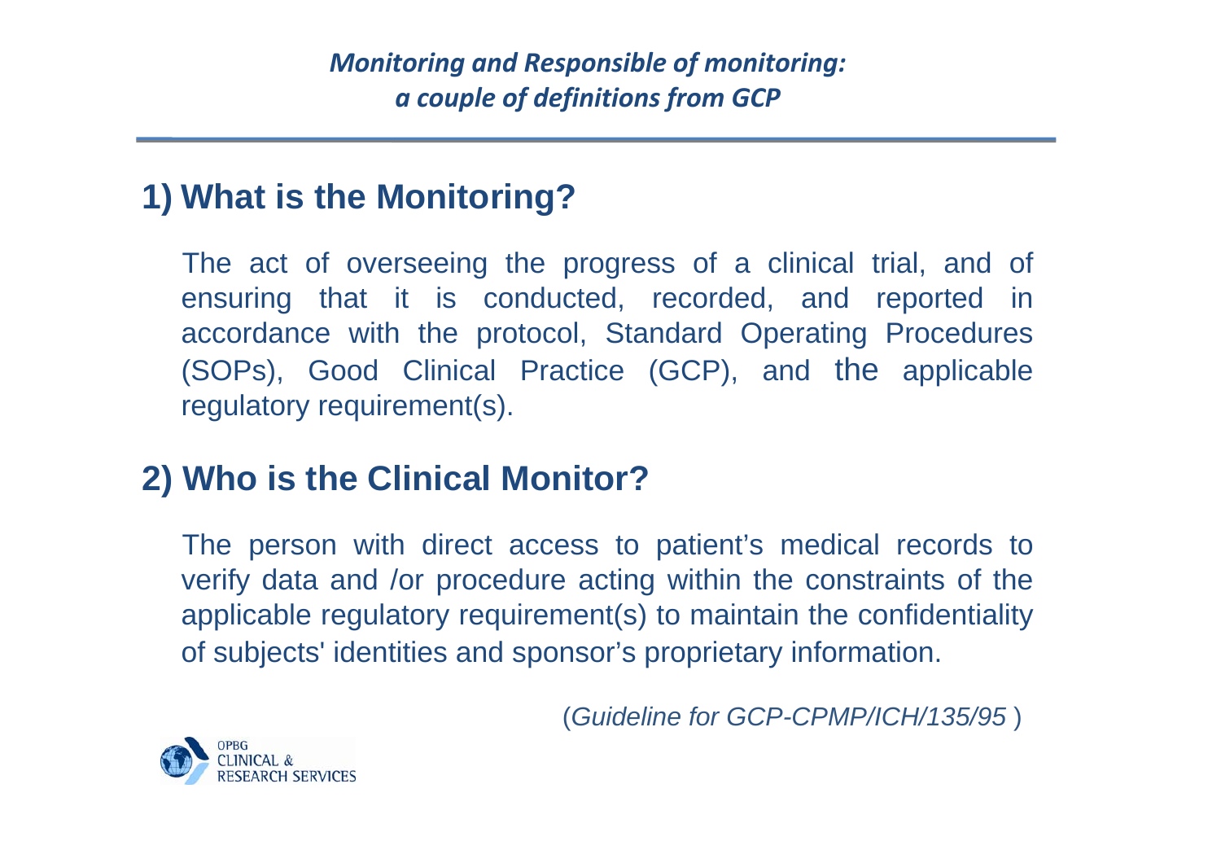# *Monitoring and Responsible of monitoring: a couple of definitions from GCP*

## 1) What is the Monitoring?

The act of overseeing the progress of a clinical trial, and of ensuring that it is conducted, recorded, and reported in accordance with the protocol, Standard Operating Procedures (SOPs), Good Clinical Practice (GCP), and the applicable regulatory requirement(s).

## 2) Who is the Clinical Monitor?

The person with direct access to patient's medical records to verify data and /or procedure acting within the constraints of the applicable regulatory requirement(s) to maintain the confidentiality of subjects' identities and sponsor's proprietary information.

(*Guideline for GCP-CPMP/ICH/135/95* )

OPBG CLINICAL & RESEARCH SERVICES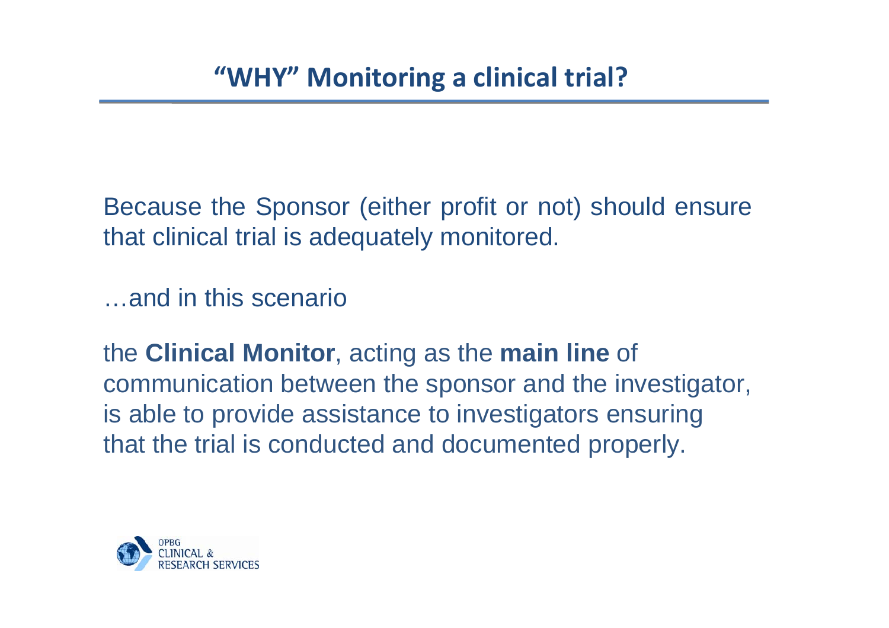# “WHY” Monitoring a clinical trial?

Because the Sponsor (either profit or not) should ensure that clinical trial is adequately monitored.

…and in this scenario

the **Clinical Monitor**, acting as the **main line** of communication between the sponsor and the investigator, is able to provide assistance to investigators ensuring that the trial is conducted and documented properly.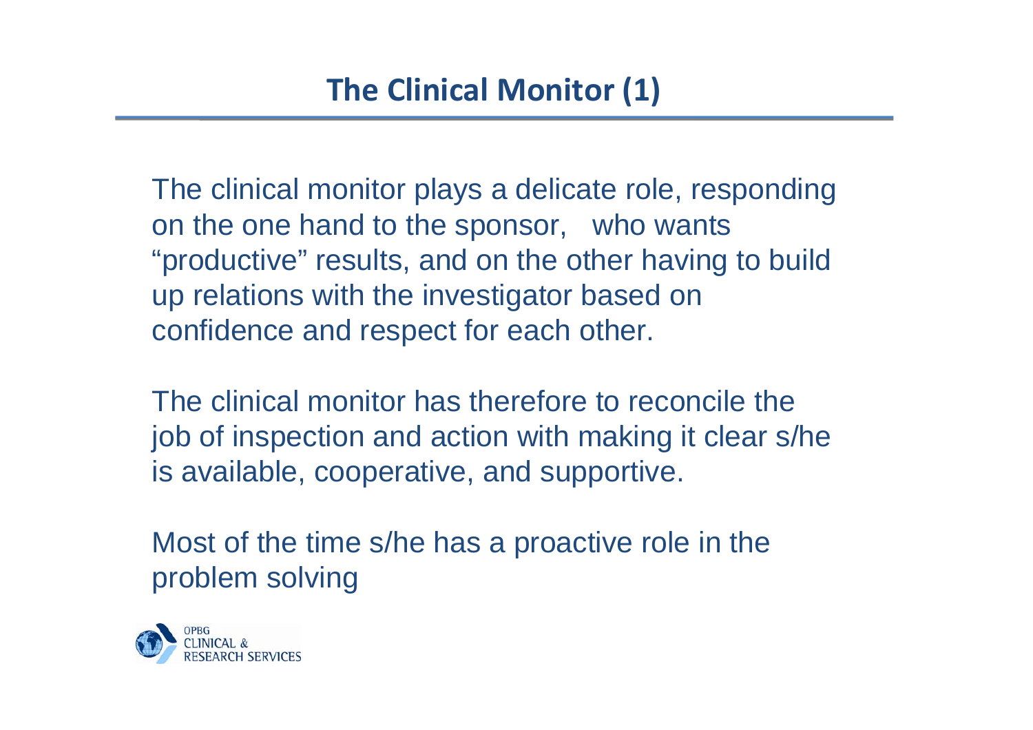# The Clinical Monitor (1)

The clinical monitor plays a delicate role, responding on the one hand to the sponsor, who wants "productive" results, and on the other having to build up relations with the investigator based on confidence and respect for each other.

The clinical monitor has therefore to reconcile the job of inspection and action with making it clear s/he is available, cooperative, and supportive.

Most of the time s/he has a proactive role in the problem solving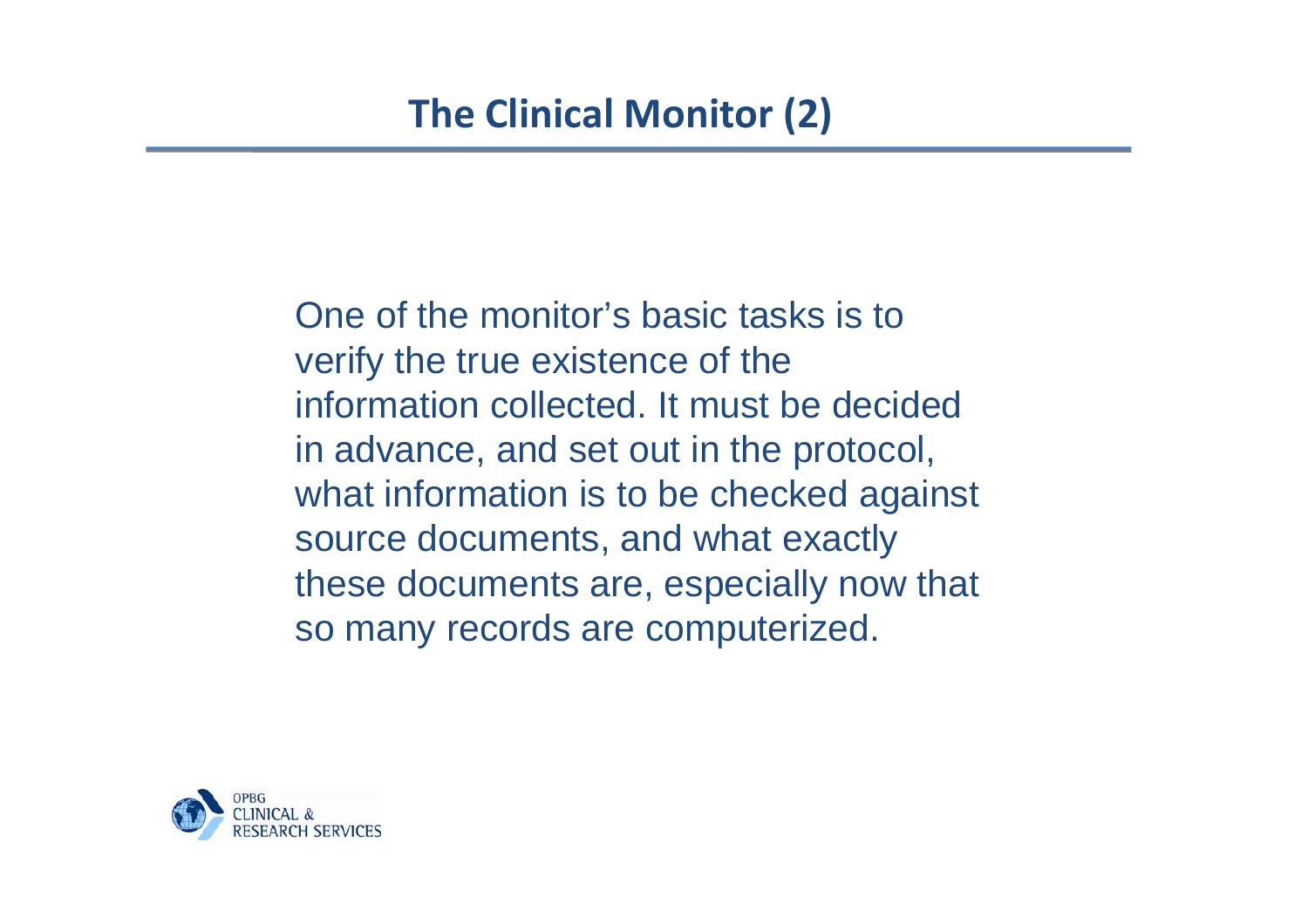# The Clinical Monitor (2)

One of the monitor's basic tasks is to verify the true existence of the information collected. It must be decided in advance, and set out in the protocol, what information is to be checked against source documents, and what exactly these documents are, especially now that so many records are computerized.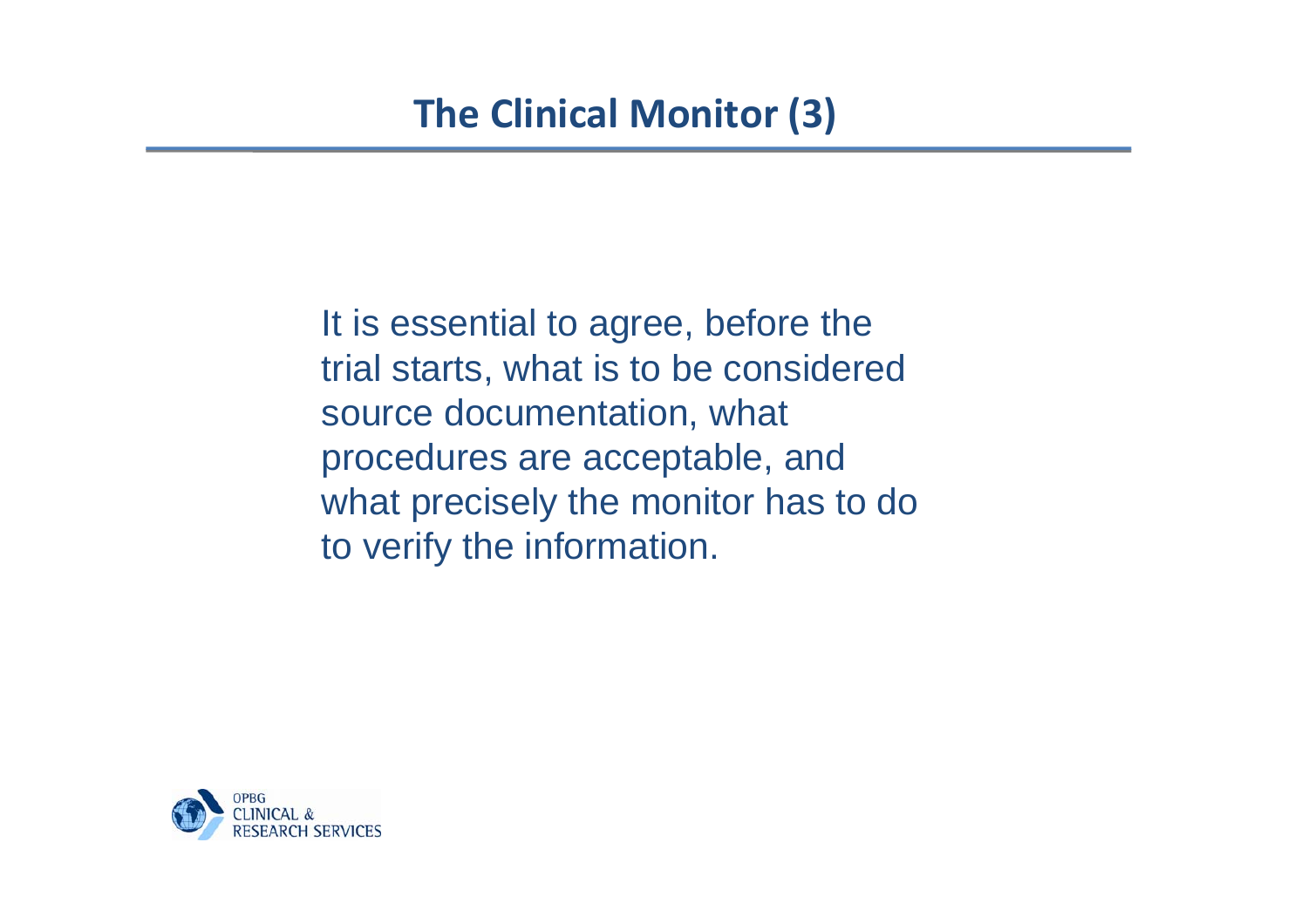# The Clinical Monitor (3)

It is essential to agree, before the trial starts, what is to be considered source documentation, what procedures are acceptable, and what precisely the monitor has to do to verify the information.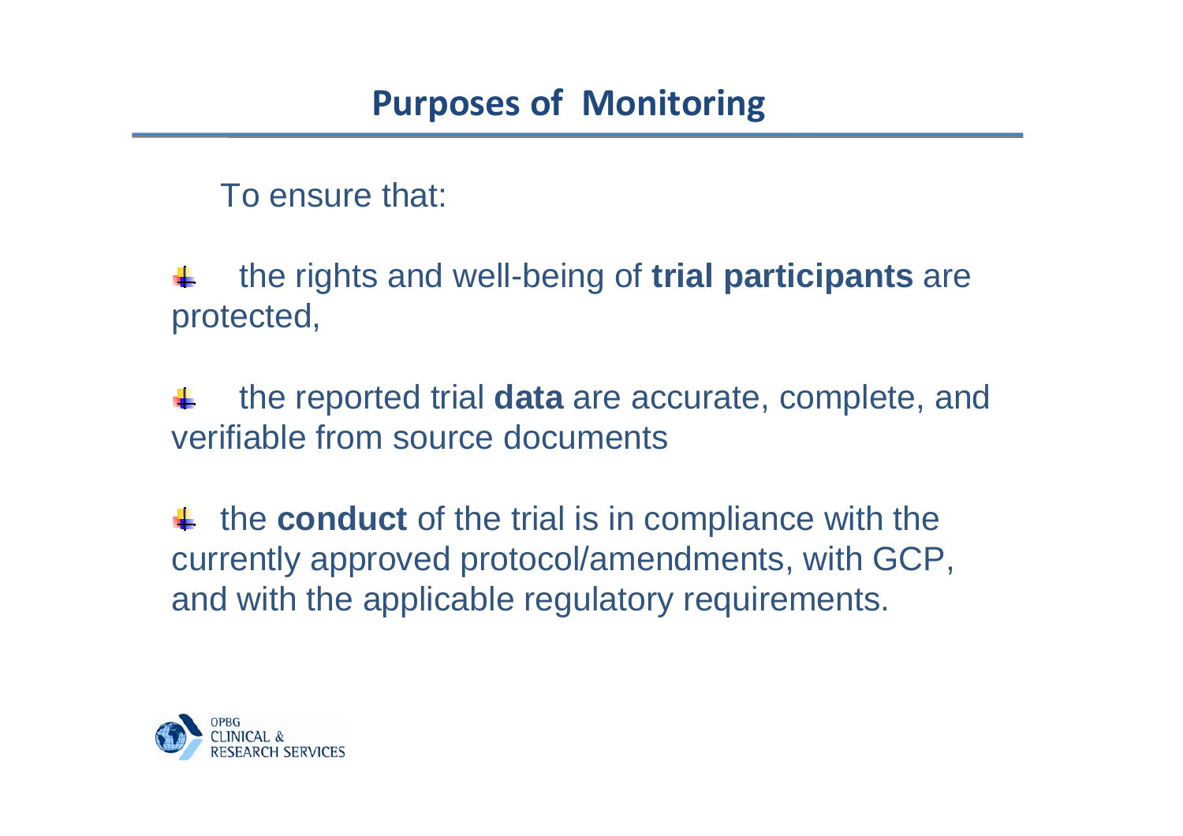## Purposes of Monitoring

To ensure that:

- the rights and well-being of **trial participants** are protected,
- the reported trial **data** are accurate, complete, and verifiable from source documents
- the **conduct** of the trial is in compliance with the currently approved protocol/amendments, with GCP, and with the applicable regulatory requirements.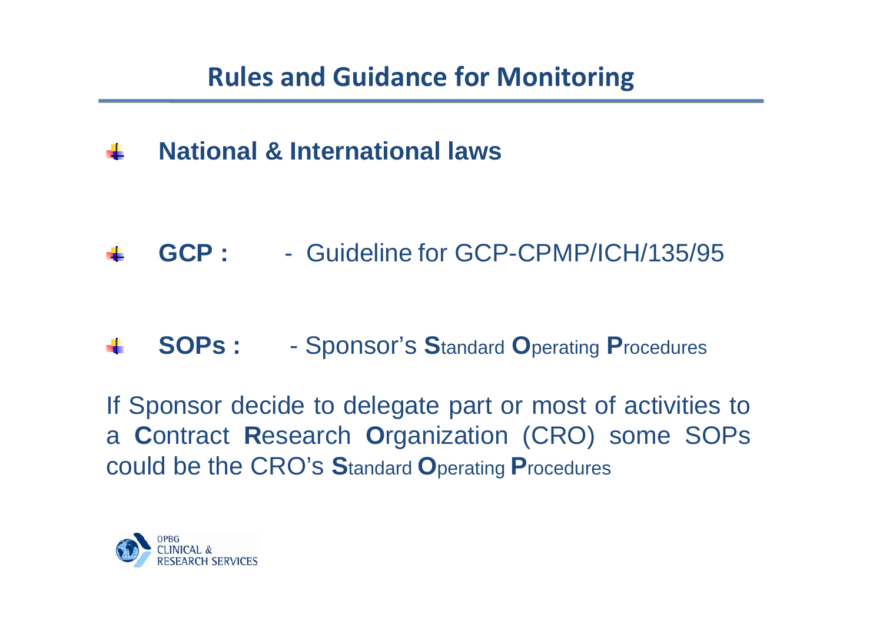# Rules and Guidance for Monitoring

- **National & International laws**

- **GCP :** - Guideline for GCP-CPMP/ICH/135/95

- **SOPs :** - Sponsor's **S**tandard **O**perating **P**rocedures

If Sponsor decide to delegate part or most of activities to a **C**ontract **R**esearch **O**rganization (CRO) some SOPs could be the CRO's **S**tandard **O**perating **P**rocedures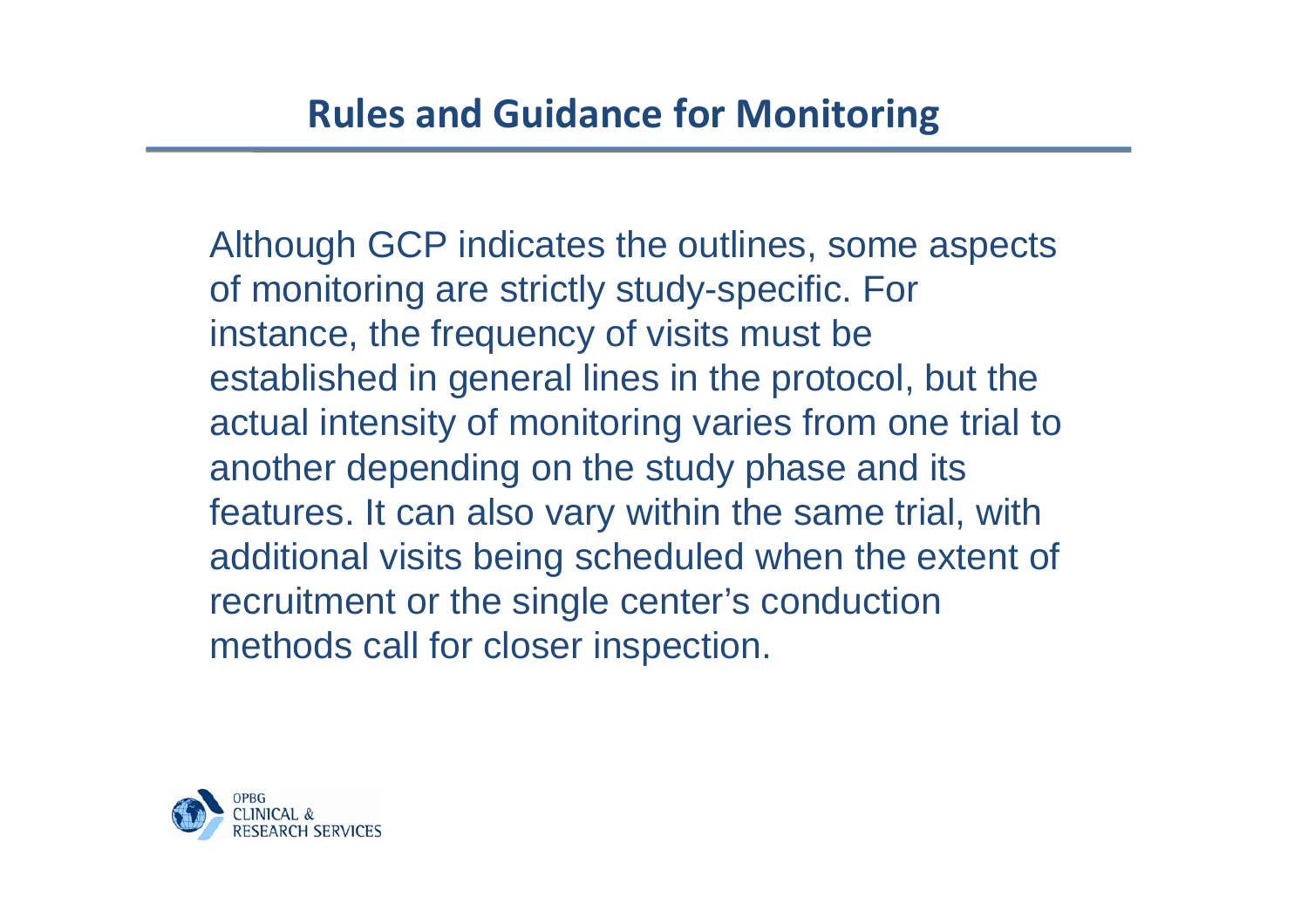## Rules and Guidance for Monitoring

Although GCP indicates the outlines, some aspects of monitoring are strictly study-specific. For instance, the frequency of visits must be established in general lines in the protocol, but the actual intensity of monitoring varies from one trial to another depending on the study phase and its features. It can also vary within the same trial, with additional visits being scheduled when the extent of recruitment or the single center's conduction methods call for closer inspection.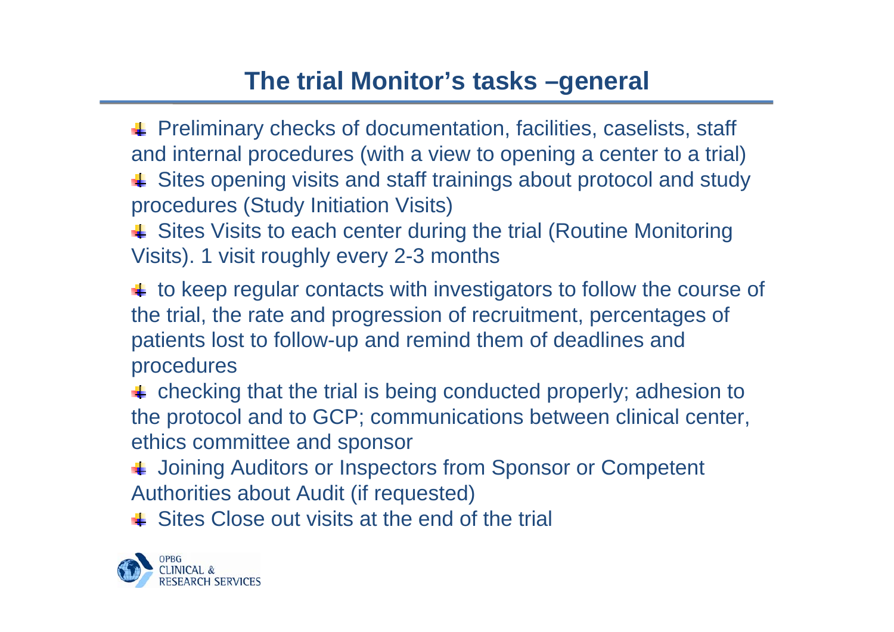# The trial Monitor's tasks –general

- Preliminary checks of documentation, facilities, caselists, staff and internal procedures (with a view to opening a center to a trial)
- Sites opening visits and staff trainings about protocol and study procedures (Study Initiation Visits)
- Sites Visits to each center during the trial (Routine Monitoring Visits). 1 visit roughly every 2-3 months
- to keep regular contacts with investigators to follow the course of the trial, the rate and progression of recruitment, percentages of patients lost to follow-up and remind them of deadlines and procedures
- checking that the trial is being conducted properly; adhesion to the protocol and to GCP; communications between clinical center, ethics committee and sponsor
- Joining Auditors or Inspectors from Sponsor or Competent Authorities about Audit (if requested)
- Sites Close out visits at the end of the trial

OPBG CLINICAL & RESEARCH SERVICES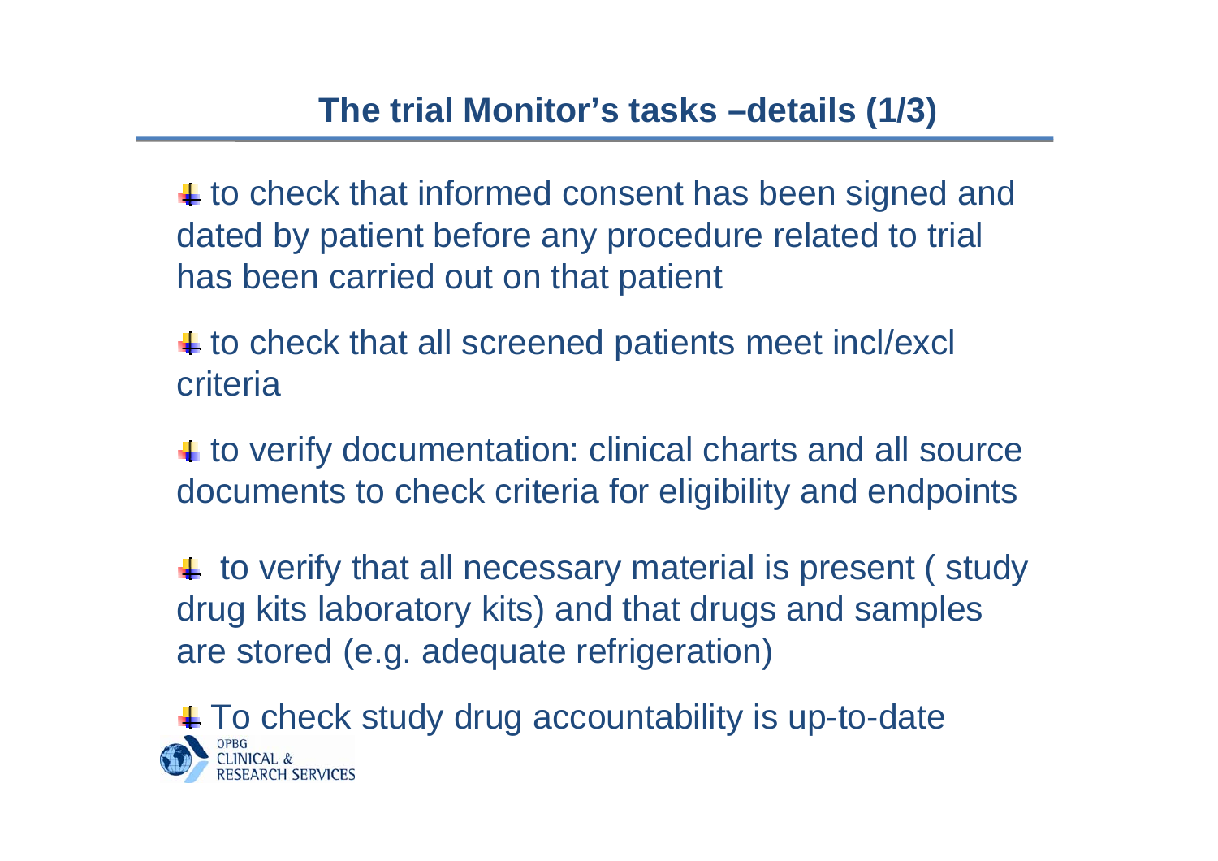## The trial Monitor's tasks –details (1/3)

- to check that informed consent has been signed and dated by patient before any procedure related to trial has been carried out on that patient
- to check that all screened patients meet incl/excl criteria
- to verify documentation: clinical charts and all source documents to check criteria for eligibility and endpoints
- to verify that all necessary material is present ( study drug kits laboratory kits) and that drugs and samples are stored (e.g. adequate refrigeration)
- To check study drug accountability is up-to-date

OPBG CLINICAL & RESEARCH SERVICES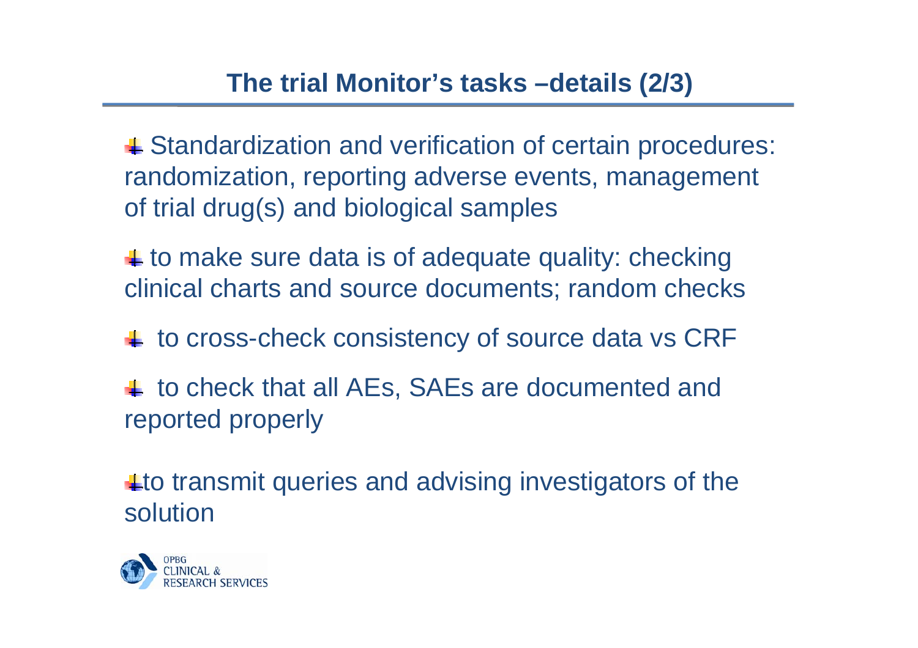## The trial Monitor's tasks –details (2/3)

- Standardization and verification of certain procedures: randomization, reporting adverse events, management of trial drug(s) and biological samples
- to make sure data is of adequate quality: checking clinical charts and source documents; random checks
- to cross-check consistency of source data vs CRF
- to check that all AEs, SAEs are documented and reported properly
- to transmit queries and advising investigators of the solution

OPBG CLINICAL & RESEARCH SERVICES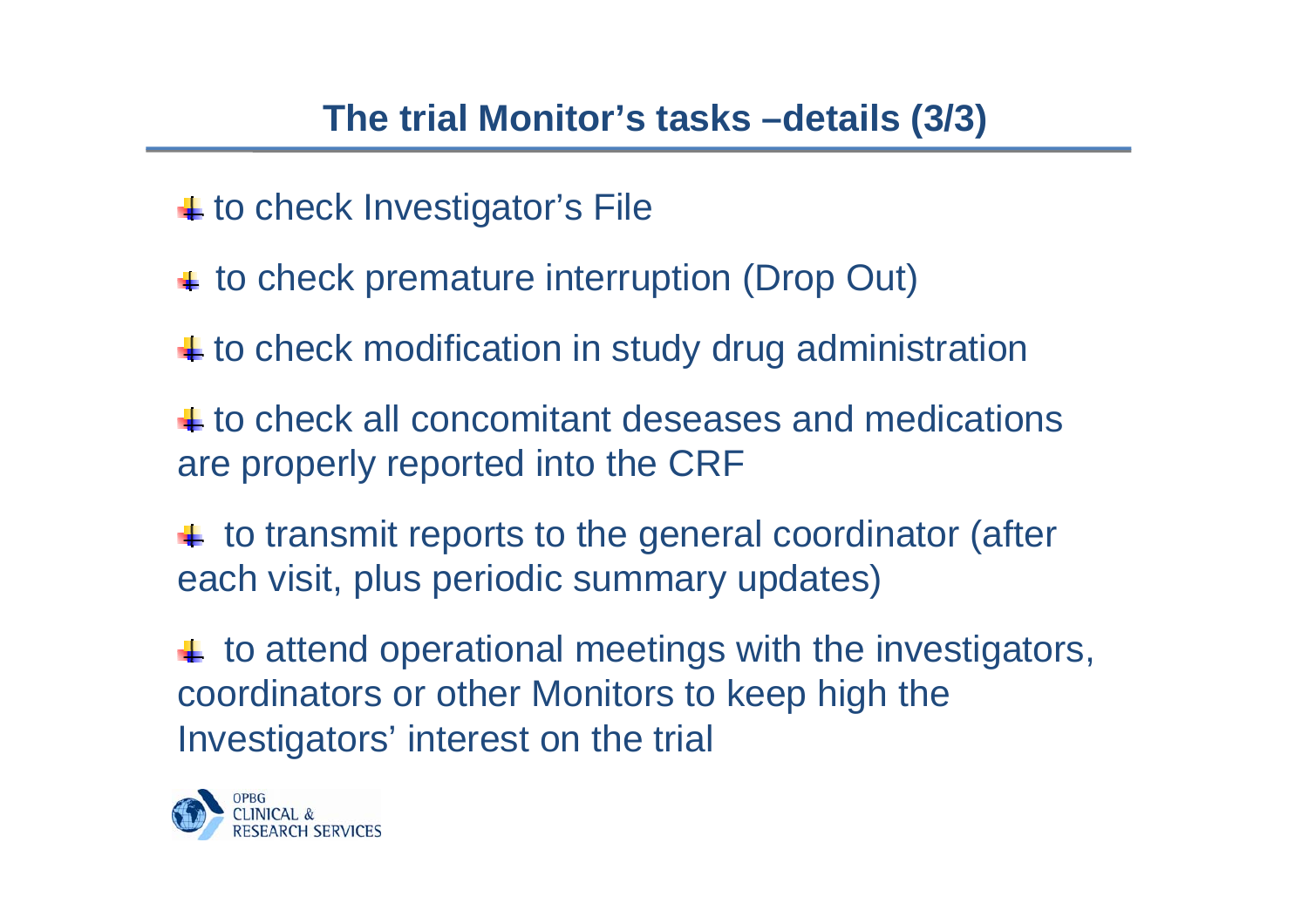## The trial Monitor's tasks –details (3/3)

- to check Investigator's File
- to check premature interruption (Drop Out)
- to check modification in study drug administration
- to check all concomitant deseases and medications are properly reported into the CRF
- to transmit reports to the general coordinator (after each visit, plus periodic summary updates)
- to attend operational meetings with the investigators, coordinators or other Monitors to keep high the Investigators' interest on the trial

OPBG CLINICAL & RESEARCH SERVICES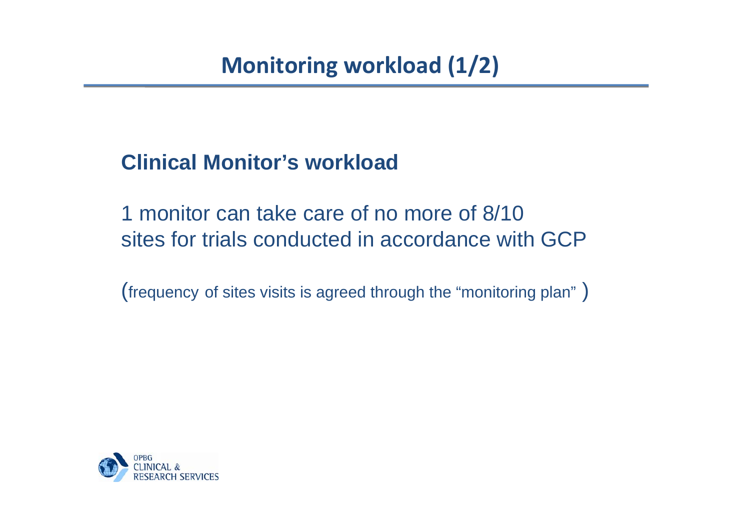# Monitoring workload (1/2)

## Clinical Monitor's workload

1 monitor can take care of no more of 8/10 sites for trials conducted in accordance with GCP

(frequency of sites visits is agreed through the "monitoring plan" )

OPBG CLINICAL & RESEARCH SERVICES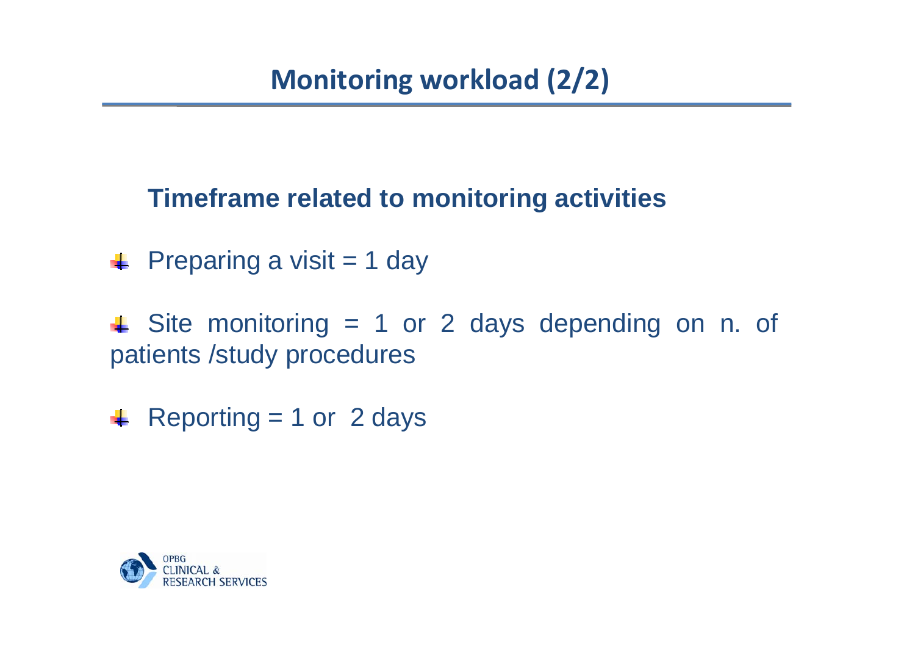# Monitoring workload (2/2)

**Timeframe related to monitoring activities**

- Preparing a visit = 1 day
- Site monitoring = 1 or 2 days depending on n. of patients /study procedures
- Reporting = 1 or 2 days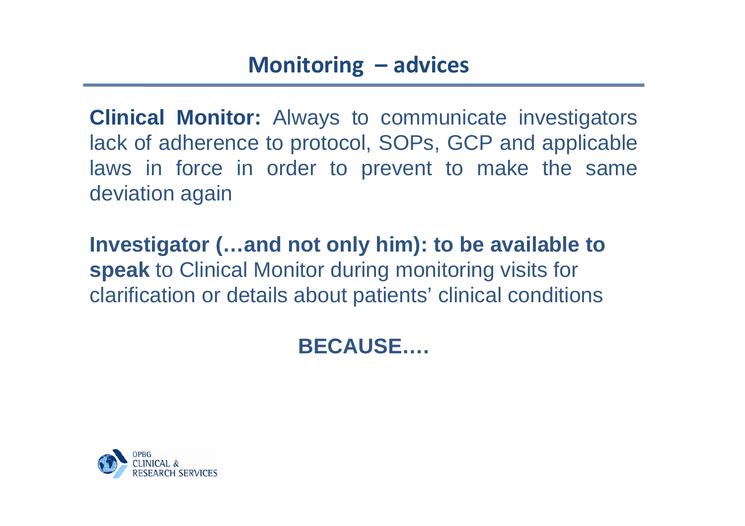# Monitoring – advices

**Clinical Monitor:** Always to communicate investigators lack of adherence to protocol, SOPs, GCP and applicable laws in force in order to prevent to make the same deviation again

**Investigator (…and not only him): to be available to speak** to Clinical Monitor during monitoring visits for clarification or details about patients' clinical conditions

**BECAUSE….**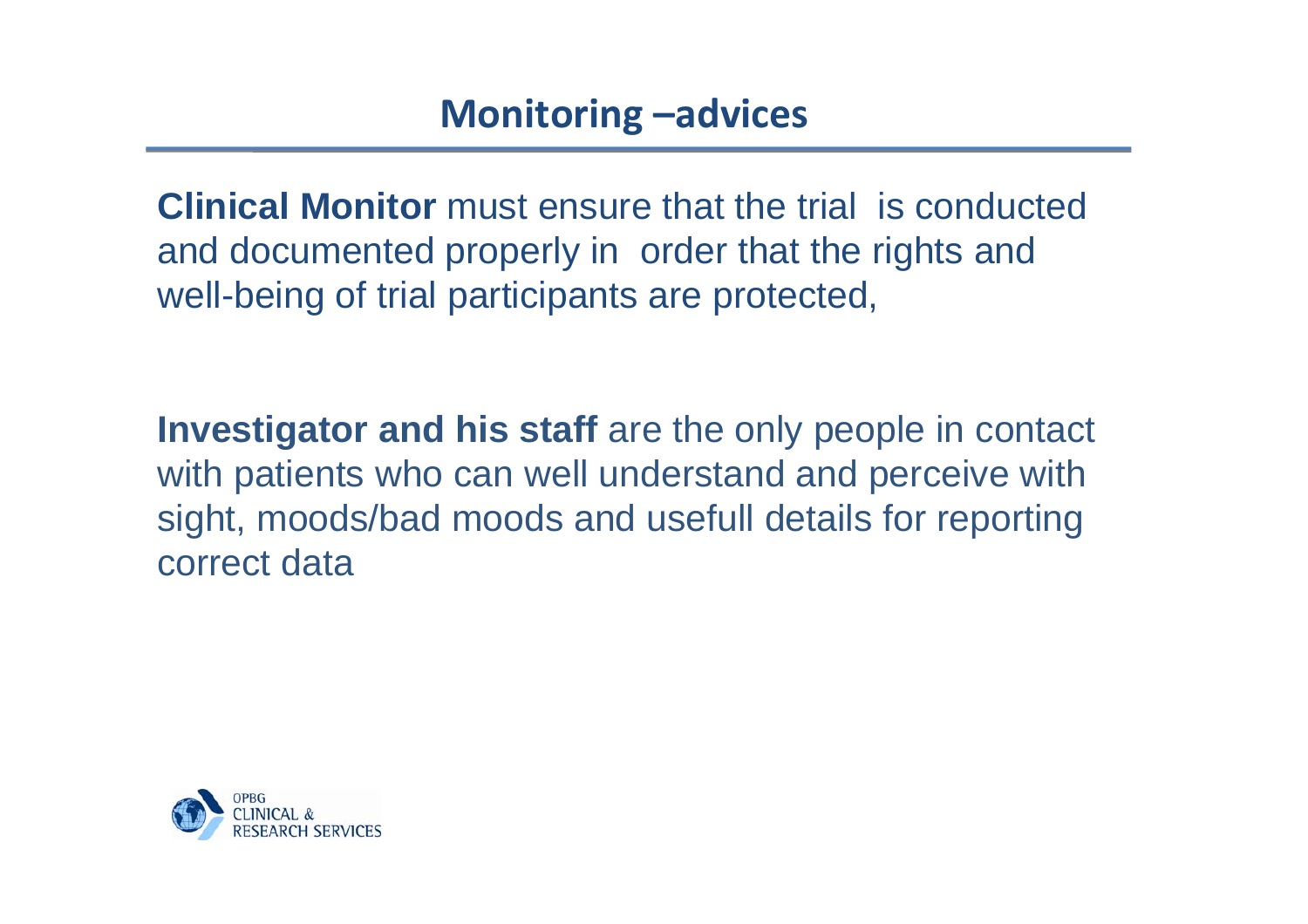# Monitoring –advices

**Clinical Monitor** must ensure that the trial is conducted and documented properly in order that the rights and well-being of trial participants are protected,

**Investigator and his staff** are the only people in contact with patients who can well understand and perceive with sight, moods/bad moods and usefull details for reporting correct data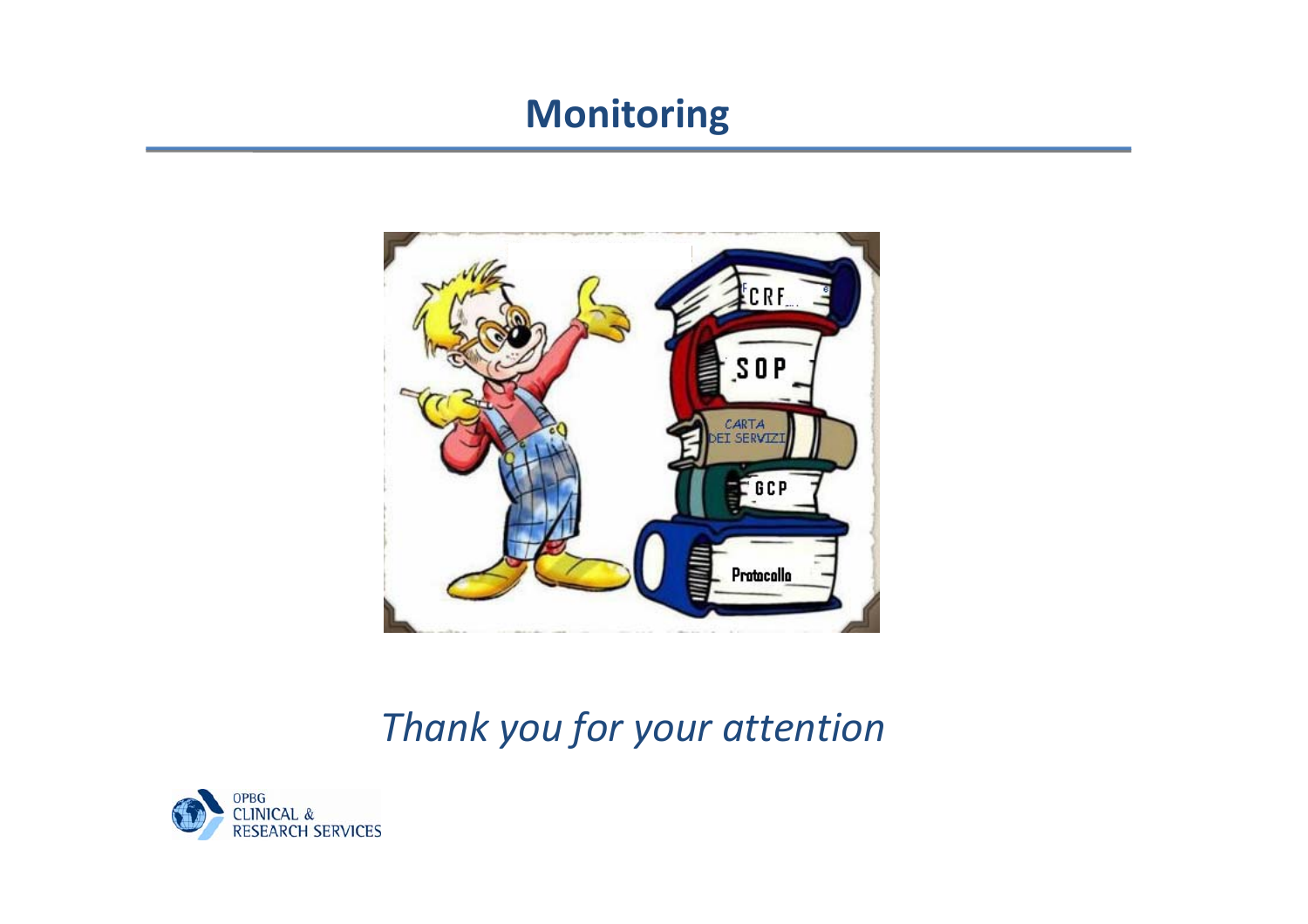# Monitoring

*Thank you for your attention*